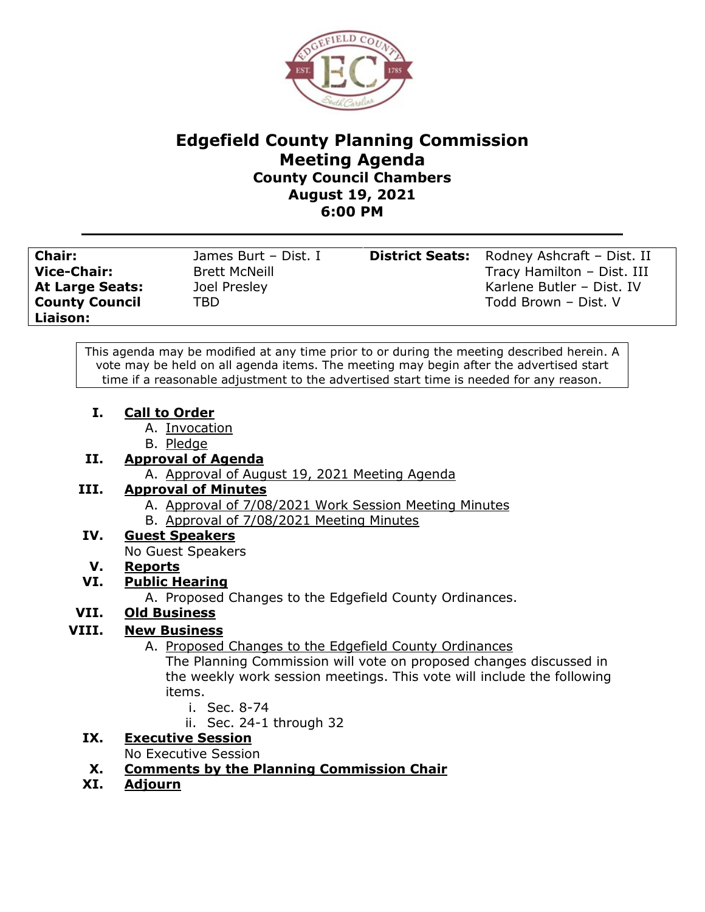# Edgefield County Planning Commission
## Meeting Agenda
### County Council Chambers
### August 19, 2021
### 6:00 PM

| | | | |
|---|---|---|---|
| **Chair:** | James Burt – Dist. I | **District Seats:** | Rodney Ashcraft – Dist. II |
| **Vice-Chair:** | Brett McNeill | | Tracy Hamilton – Dist. III |
| **At Large Seats:** | Joel Presley | | Karlene Butler – Dist. IV |
| **County Council Liaison:** | TBD | | Todd Brown – Dist. V |

This agenda may be modified at any time prior to or during the meeting described herein. A vote may be held on all agenda items. The meeting may begin after the advertised start time if a reasonable adjustment to the advertised start time is needed for any reason.

I. **Call to Order**
   - A. Invocation
   - B. Pledge

II. **Approval of Agenda**
   - A. Approval of August 19, 2021 Meeting Agenda

III. **Approval of Minutes**
   - A. Approval of 7/08/2021 Work Session Meeting Minutes
   - B. Approval of 7/08/2021 Meeting Minutes

IV. **Guest Speakers**

   No Guest Speakers

V. **Reports**

VI. **Public Hearing**
   - A. Proposed Changes to the Edgefield County Ordinances.

VII. **Old Business**

VIII. **New Business**
   - A. Proposed Changes to the Edgefield County Ordinances

     The Planning Commission will vote on proposed changes discussed in the weekly work session meetings. This vote will include the following items.
       - i. Sec. 8-74
       - ii. Sec. 24-1 through 32

IX. **Executive Session**

   No Executive Session

X. **Comments by the Planning Commission Chair**

XI. **Adjourn**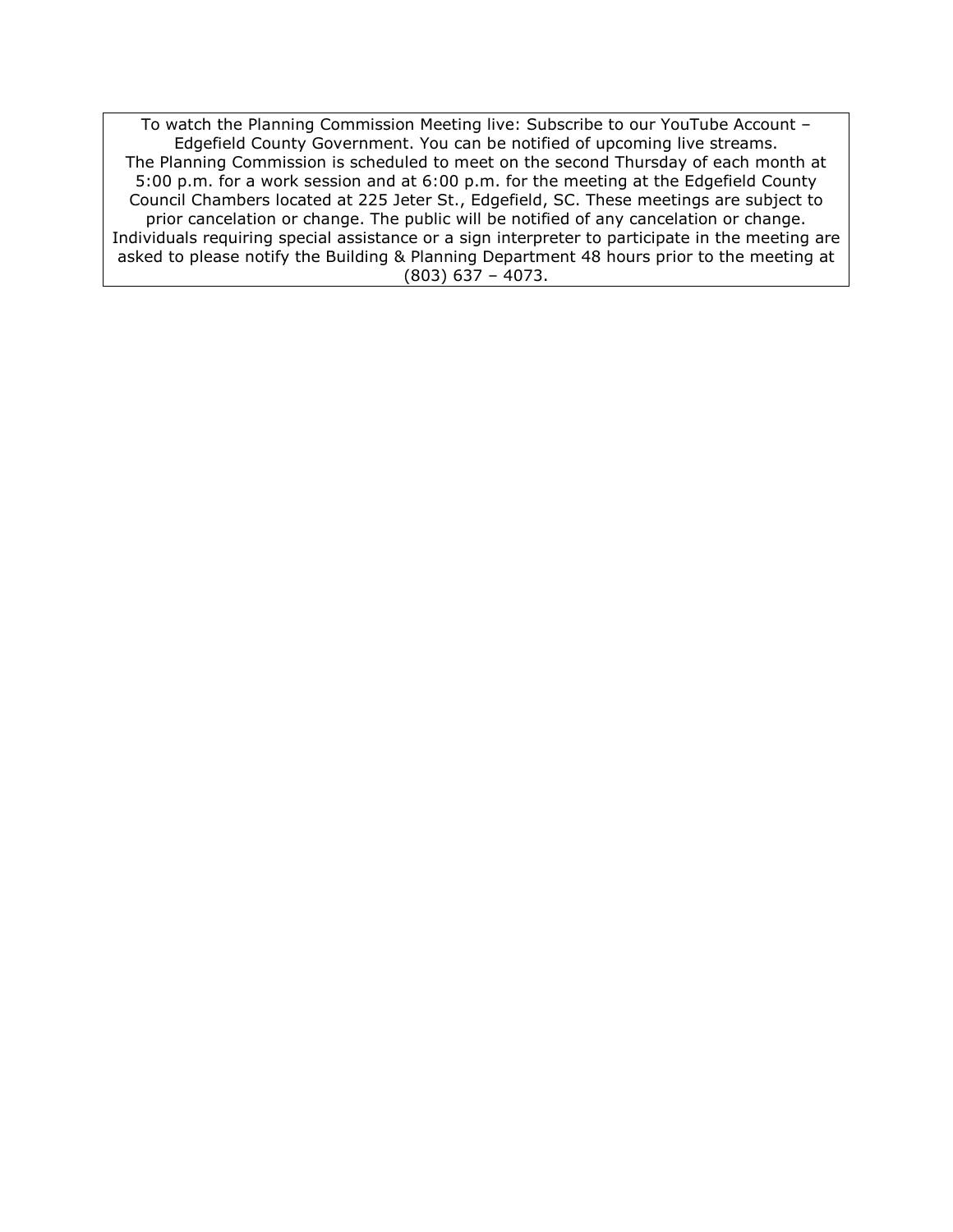To watch the Planning Commission Meeting live: Subscribe to our YouTube Account – Edgefield County Government. You can be notified of upcoming live streams.
The Planning Commission is scheduled to meet on the second Thursday of each month at 5:00 p.m. for a work session and at 6:00 p.m. for the meeting at the Edgefield County Council Chambers located at 225 Jeter St., Edgefield, SC. These meetings are subject to prior cancelation or change. The public will be notified of any cancelation or change.
Individuals requiring special assistance or a sign interpreter to participate in the meeting are asked to please notify the Building & Planning Department 48 hours prior to the meeting at (803) 637 – 4073.